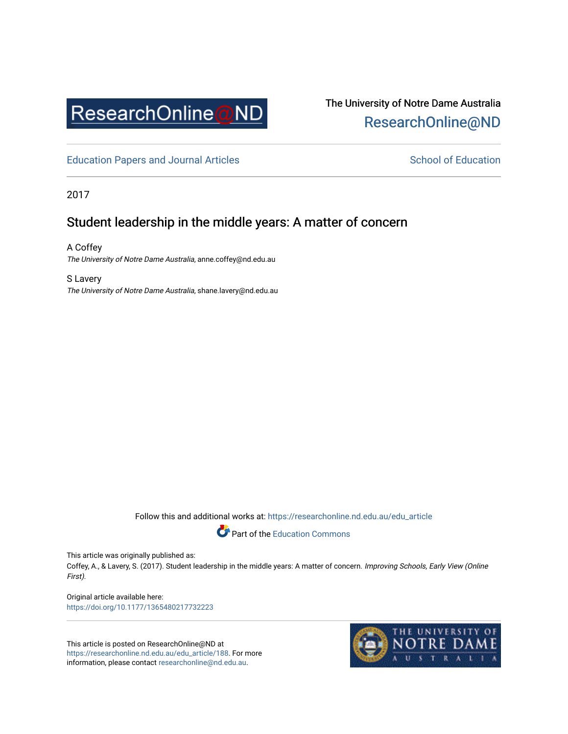ResearchOnline@ND

The University of Notre Dame Australia
ResearchOnline@ND

Education Papers and Journal Articles

School of Education

2017

# Student leadership in the middle years: A matter of concern

A Coffey
*The University of Notre Dame Australia*, anne.coffey@nd.edu.au

S Lavery
*The University of Notre Dame Australia*, shane.lavery@nd.edu.au

Follow this and additional works at: https://researchonline.nd.edu.au/edu_article

Part of the Education Commons

This article was originally published as:
Coffey, A., & Lavery, S. (2017). Student leadership in the middle years: A matter of concern. *Improving Schools, Early View (Online First).*

Original article available here:
https://doi.org/10.1177/1365480217732223

This article is posted on ResearchOnline@ND at https://researchonline.nd.edu.au/edu_article/188. For more information, please contact researchonline@nd.edu.au.

THE UNIVERSITY OF NOTRE DAME AUSTRALIA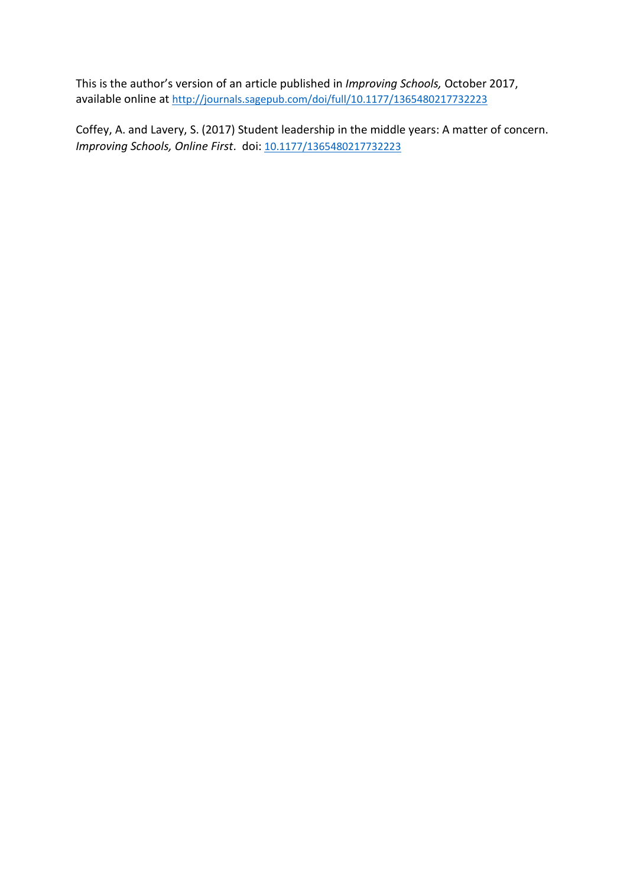This is the author's version of an article published in *Improving Schools,* October 2017, available online at http://journals.sagepub.com/doi/full/10.1177/1365480217732223

Coffey, A. and Lavery, S. (2017) Student leadership in the middle years: A matter of concern. *Improving Schools, Online First*. doi: 10.1177/1365480217732223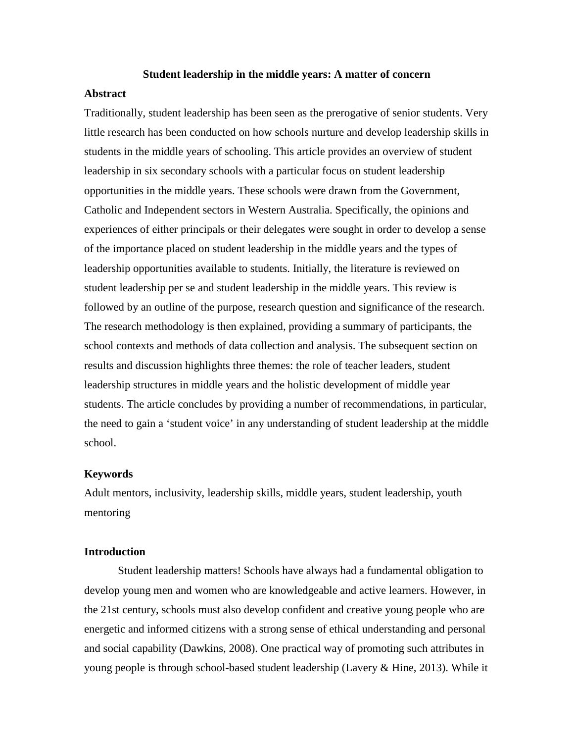# Student leadership in the middle years: A matter of concern

## Abstract

Traditionally, student leadership has been seen as the prerogative of senior students. Very little research has been conducted on how schools nurture and develop leadership skills in students in the middle years of schooling. This article provides an overview of student leadership in six secondary schools with a particular focus on student leadership opportunities in the middle years. These schools were drawn from the Government, Catholic and Independent sectors in Western Australia. Specifically, the opinions and experiences of either principals or their delegates were sought in order to develop a sense of the importance placed on student leadership in the middle years and the types of leadership opportunities available to students. Initially, the literature is reviewed on student leadership per se and student leadership in the middle years. This review is followed by an outline of the purpose, research question and significance of the research. The research methodology is then explained, providing a summary of participants, the school contexts and methods of data collection and analysis. The subsequent section on results and discussion highlights three themes: the role of teacher leaders, student leadership structures in middle years and the holistic development of middle year students. The article concludes by providing a number of recommendations, in particular, the need to gain a 'student voice' in any understanding of student leadership at the middle school.

## Keywords

Adult mentors, inclusivity, leadership skills, middle years, student leadership, youth mentoring

## Introduction

Student leadership matters! Schools have always had a fundamental obligation to develop young men and women who are knowledgeable and active learners. However, in the 21st century, schools must also develop confident and creative young people who are energetic and informed citizens with a strong sense of ethical understanding and personal and social capability (Dawkins, 2008). One practical way of promoting such attributes in young people is through school-based student leadership (Lavery & Hine, 2013). While it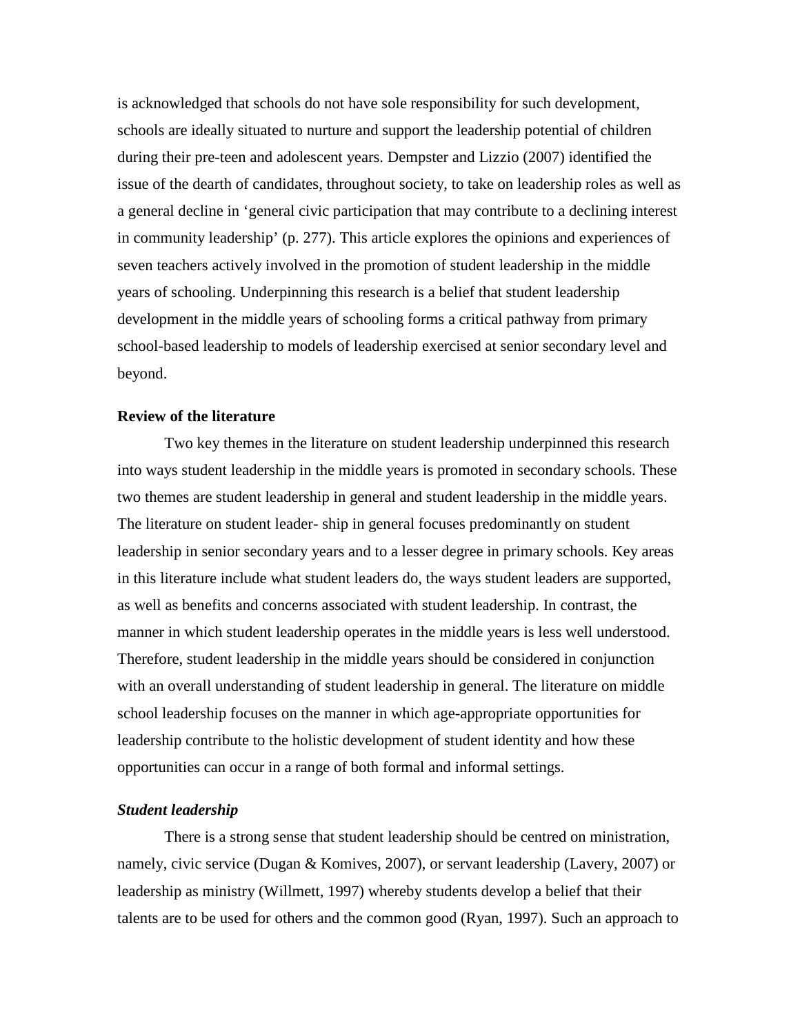is acknowledged that schools do not have sole responsibility for such development, schools are ideally situated to nurture and support the leadership potential of children during their pre-teen and adolescent years. Dempster and Lizzio (2007) identified the issue of the dearth of candidates, throughout society, to take on leadership roles as well as a general decline in 'general civic participation that may contribute to a declining interest in community leadership' (p. 277). This article explores the opinions and experiences of seven teachers actively involved in the promotion of student leadership in the middle years of schooling. Underpinning this research is a belief that student leadership development in the middle years of schooling forms a critical pathway from primary school-based leadership to models of leadership exercised at senior secondary level and beyond.

## Review of the literature

Two key themes in the literature on student leadership underpinned this research into ways student leadership in the middle years is promoted in secondary schools. These two themes are student leadership in general and student leadership in the middle years. The literature on student leader- ship in general focuses predominantly on student leadership in senior secondary years and to a lesser degree in primary schools. Key areas in this literature include what student leaders do, the ways student leaders are supported, as well as benefits and concerns associated with student leadership. In contrast, the manner in which student leadership operates in the middle years is less well understood. Therefore, student leadership in the middle years should be considered in conjunction with an overall understanding of student leadership in general. The literature on middle school leadership focuses on the manner in which age-appropriate opportunities for leadership contribute to the holistic development of student identity and how these opportunities can occur in a range of both formal and informal settings.

### *Student leadership*

There is a strong sense that student leadership should be centred on ministration, namely, civic service (Dugan & Komives, 2007), or servant leadership (Lavery, 2007) or leadership as ministry (Willmett, 1997) whereby students develop a belief that their talents are to be used for others and the common good (Ryan, 1997). Such an approach to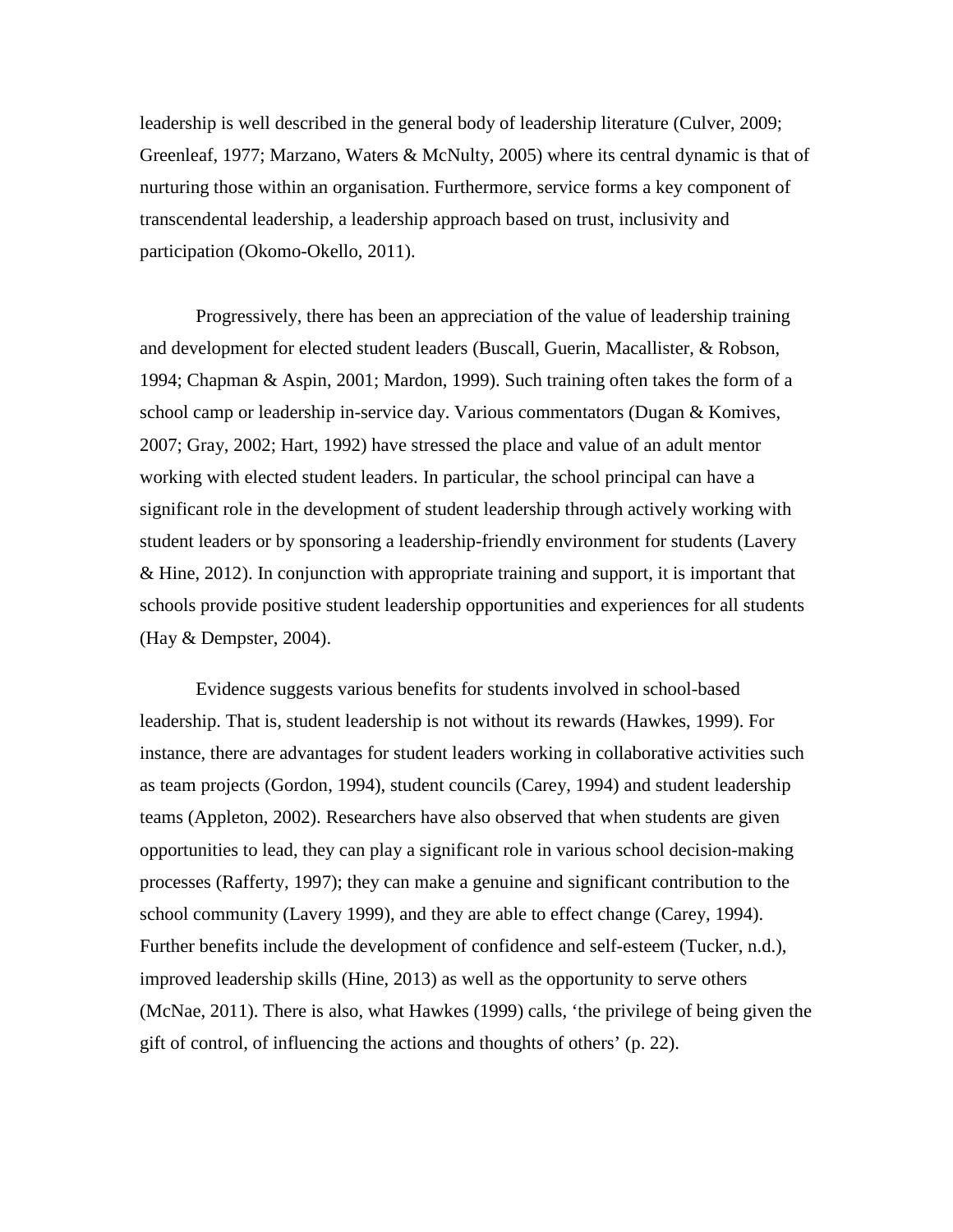leadership is well described in the general body of leadership literature (Culver, 2009; Greenleaf, 1977; Marzano, Waters & McNulty, 2005) where its central dynamic is that of nurturing those within an organisation. Furthermore, service forms a key component of transcendental leadership, a leadership approach based on trust, inclusivity and participation (Okomo-Okello, 2011).

Progressively, there has been an appreciation of the value of leadership training and development for elected student leaders (Buscall, Guerin, Macallister, & Robson, 1994; Chapman & Aspin, 2001; Mardon, 1999). Such training often takes the form of a school camp or leadership in-service day. Various commentators (Dugan & Komives, 2007; Gray, 2002; Hart, 1992) have stressed the place and value of an adult mentor working with elected student leaders. In particular, the school principal can have a significant role in the development of student leadership through actively working with student leaders or by sponsoring a leadership-friendly environment for students (Lavery & Hine, 2012). In conjunction with appropriate training and support, it is important that schools provide positive student leadership opportunities and experiences for all students (Hay & Dempster, 2004).

Evidence suggests various benefits for students involved in school-based leadership. That is, student leadership is not without its rewards (Hawkes, 1999). For instance, there are advantages for student leaders working in collaborative activities such as team projects (Gordon, 1994), student councils (Carey, 1994) and student leadership teams (Appleton, 2002). Researchers have also observed that when students are given opportunities to lead, they can play a significant role in various school decision-making processes (Rafferty, 1997); they can make a genuine and significant contribution to the school community (Lavery 1999), and they are able to effect change (Carey, 1994). Further benefits include the development of confidence and self-esteem (Tucker, n.d.), improved leadership skills (Hine, 2013) as well as the opportunity to serve others (McNae, 2011). There is also, what Hawkes (1999) calls, 'the privilege of being given the gift of control, of influencing the actions and thoughts of others' (p. 22).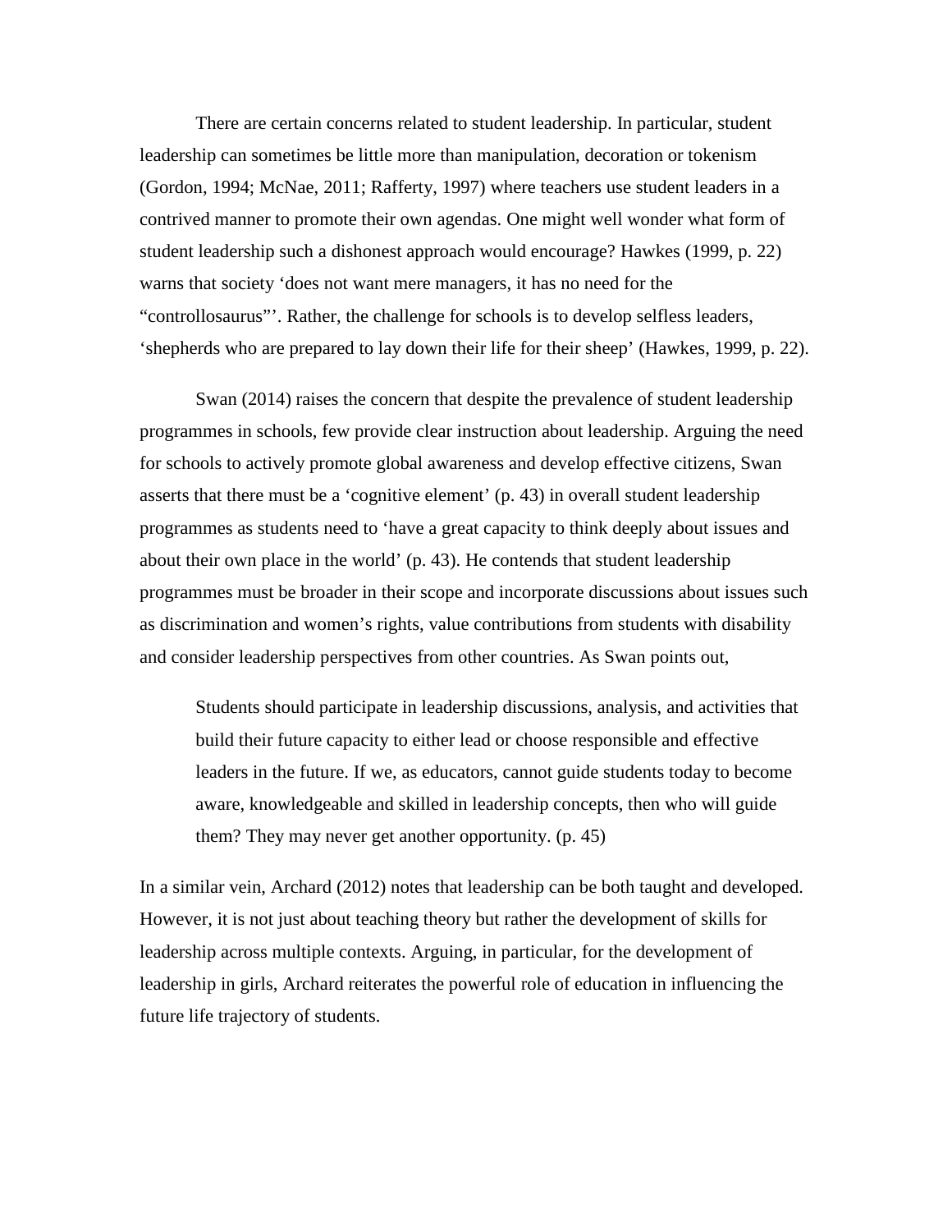There are certain concerns related to student leadership. In particular, student leadership can sometimes be little more than manipulation, decoration or tokenism (Gordon, 1994; McNae, 2011; Rafferty, 1997) where teachers use student leaders in a contrived manner to promote their own agendas. One might well wonder what form of student leadership such a dishonest approach would encourage? Hawkes (1999, p. 22) warns that society 'does not want mere managers, it has no need for the "controllosaurus"'. Rather, the challenge for schools is to develop selfless leaders, 'shepherds who are prepared to lay down their life for their sheep' (Hawkes, 1999, p. 22).

Swan (2014) raises the concern that despite the prevalence of student leadership programmes in schools, few provide clear instruction about leadership. Arguing the need for schools to actively promote global awareness and develop effective citizens, Swan asserts that there must be a 'cognitive element' (p. 43) in overall student leadership programmes as students need to 'have a great capacity to think deeply about issues and about their own place in the world' (p. 43). He contends that student leadership programmes must be broader in their scope and incorporate discussions about issues such as discrimination and women's rights, value contributions from students with disability and consider leadership perspectives from other countries. As Swan points out,

> Students should participate in leadership discussions, analysis, and activities that build their future capacity to either lead or choose responsible and effective leaders in the future. If we, as educators, cannot guide students today to become aware, knowledgeable and skilled in leadership concepts, then who will guide them? They may never get another opportunity. (p. 45)

In a similar vein, Archard (2012) notes that leadership can be both taught and developed. However, it is not just about teaching theory but rather the development of skills for leadership across multiple contexts. Arguing, in particular, for the development of leadership in girls, Archard reiterates the powerful role of education in influencing the future life trajectory of students.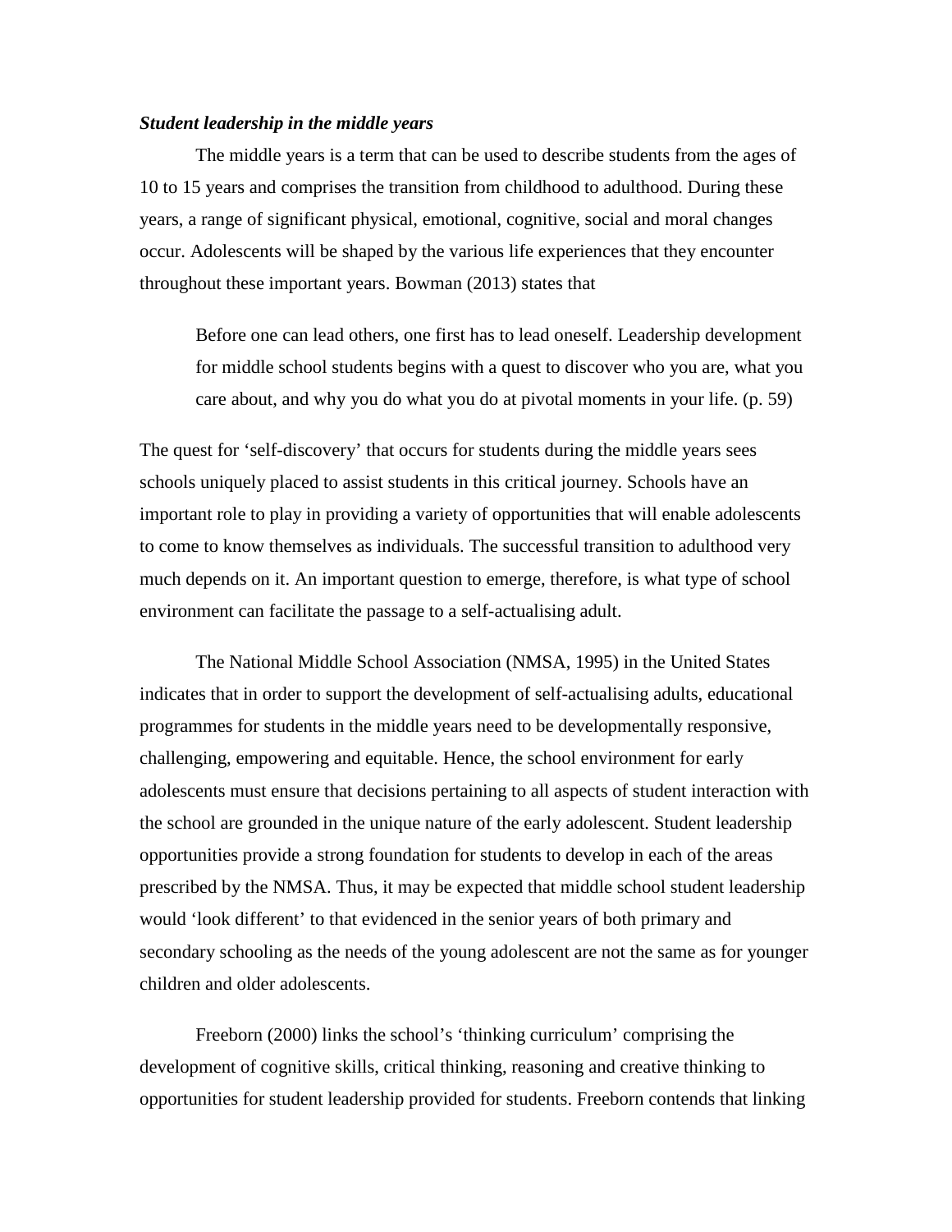***Student leadership in the middle years***

The middle years is a term that can be used to describe students from the ages of 10 to 15 years and comprises the transition from childhood to adulthood. During these years, a range of significant physical, emotional, cognitive, social and moral changes occur. Adolescents will be shaped by the various life experiences that they encounter throughout these important years. Bowman (2013) states that

> Before one can lead others, one first has to lead oneself. Leadership development for middle school students begins with a quest to discover who you are, what you care about, and why you do what you do at pivotal moments in your life. (p. 59)

The quest for 'self-discovery' that occurs for students during the middle years sees schools uniquely placed to assist students in this critical journey. Schools have an important role to play in providing a variety of opportunities that will enable adolescents to come to know themselves as individuals. The successful transition to adulthood very much depends on it. An important question to emerge, therefore, is what type of school environment can facilitate the passage to a self-actualising adult.

The National Middle School Association (NMSA, 1995) in the United States indicates that in order to support the development of self-actualising adults, educational programmes for students in the middle years need to be developmentally responsive, challenging, empowering and equitable. Hence, the school environment for early adolescents must ensure that decisions pertaining to all aspects of student interaction with the school are grounded in the unique nature of the early adolescent. Student leadership opportunities provide a strong foundation for students to develop in each of the areas prescribed by the NMSA. Thus, it may be expected that middle school student leadership would 'look different' to that evidenced in the senior years of both primary and secondary schooling as the needs of the young adolescent are not the same as for younger children and older adolescents.

Freeborn (2000) links the school's 'thinking curriculum' comprising the development of cognitive skills, critical thinking, reasoning and creative thinking to opportunities for student leadership provided for students. Freeborn contends that linking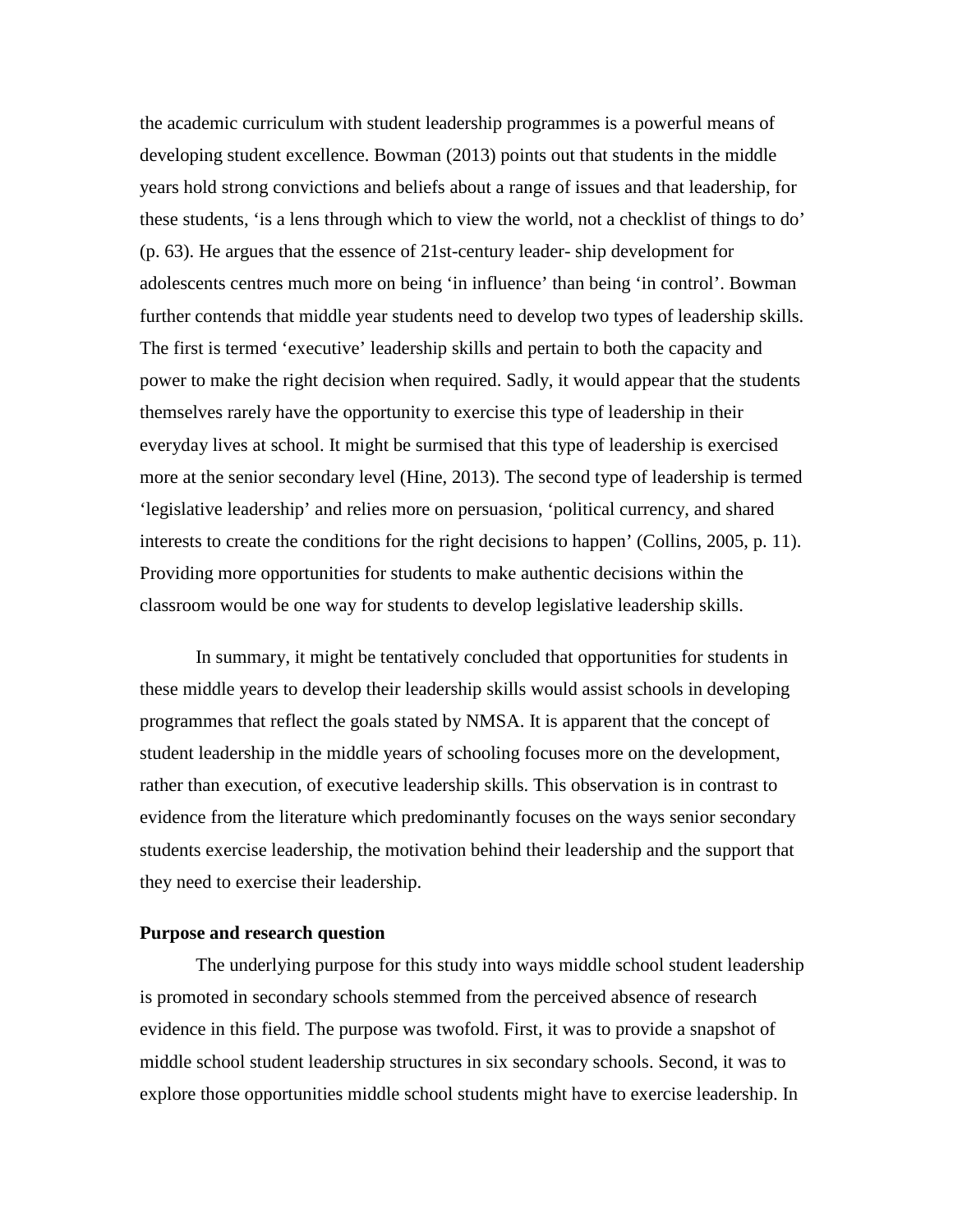the academic curriculum with student leadership programmes is a powerful means of developing student excellence. Bowman (2013) points out that students in the middle years hold strong convictions and beliefs about a range of issues and that leadership, for these students, 'is a lens through which to view the world, not a checklist of things to do' (p. 63). He argues that the essence of 21st-century leader- ship development for adolescents centres much more on being 'in influence' than being 'in control'. Bowman further contends that middle year students need to develop two types of leadership skills. The first is termed 'executive' leadership skills and pertain to both the capacity and power to make the right decision when required. Sadly, it would appear that the students themselves rarely have the opportunity to exercise this type of leadership in their everyday lives at school. It might be surmised that this type of leadership is exercised more at the senior secondary level (Hine, 2013). The second type of leadership is termed 'legislative leadership' and relies more on persuasion, 'political currency, and shared interests to create the conditions for the right decisions to happen' (Collins, 2005, p. 11). Providing more opportunities for students to make authentic decisions within the classroom would be one way for students to develop legislative leadership skills.

In summary, it might be tentatively concluded that opportunities for students in these middle years to develop their leadership skills would assist schools in developing programmes that reflect the goals stated by NMSA. It is apparent that the concept of student leadership in the middle years of schooling focuses more on the development, rather than execution, of executive leadership skills. This observation is in contrast to evidence from the literature which predominantly focuses on the ways senior secondary students exercise leadership, the motivation behind their leadership and the support that they need to exercise their leadership.

**Purpose and research question**

The underlying purpose for this study into ways middle school student leadership is promoted in secondary schools stemmed from the perceived absence of research evidence in this field. The purpose was twofold. First, it was to provide a snapshot of middle school student leadership structures in six secondary schools. Second, it was to explore those opportunities middle school students might have to exercise leadership. In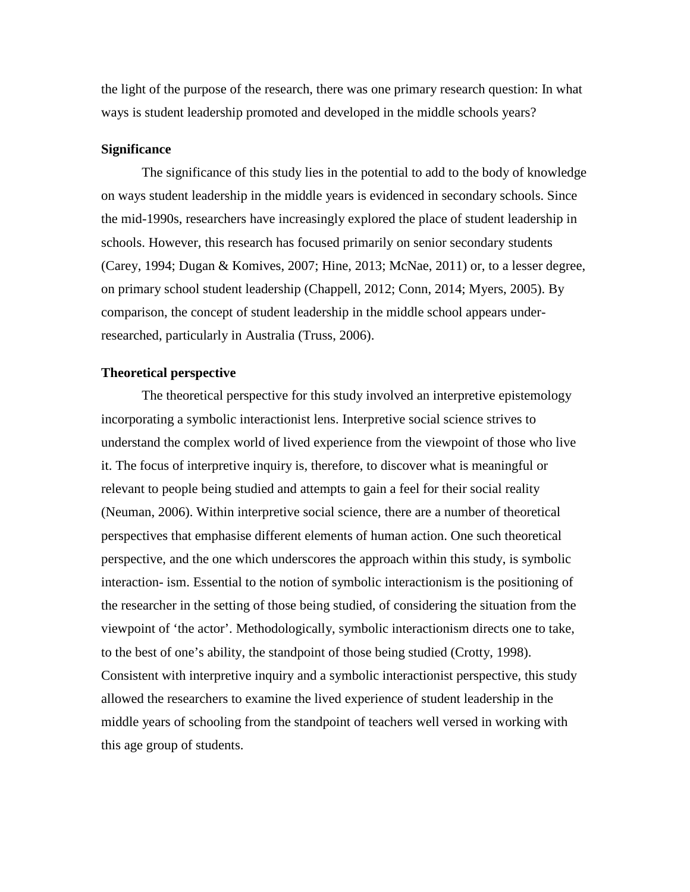the light of the purpose of the research, there was one primary research question: In what ways is student leadership promoted and developed in the middle schools years?

### Significance

The significance of this study lies in the potential to add to the body of knowledge on ways student leadership in the middle years is evidenced in secondary schools. Since the mid-1990s, researchers have increasingly explored the place of student leadership in schools. However, this research has focused primarily on senior secondary students (Carey, 1994; Dugan & Komives, 2007; Hine, 2013; McNae, 2011) or, to a lesser degree, on primary school student leadership (Chappell, 2012; Conn, 2014; Myers, 2005). By comparison, the concept of student leadership in the middle school appears under-researched, particularly in Australia (Truss, 2006).

### Theoretical perspective

The theoretical perspective for this study involved an interpretive epistemology incorporating a symbolic interactionist lens. Interpretive social science strives to understand the complex world of lived experience from the viewpoint of those who live it. The focus of interpretive inquiry is, therefore, to discover what is meaningful or relevant to people being studied and attempts to gain a feel for their social reality (Neuman, 2006). Within interpretive social science, there are a number of theoretical perspectives that emphasise different elements of human action. One such theoretical perspective, and the one which underscores the approach within this study, is symbolic interaction- ism. Essential to the notion of symbolic interactionism is the positioning of the researcher in the setting of those being studied, of considering the situation from the viewpoint of 'the actor'. Methodologically, symbolic interactionism directs one to take, to the best of one's ability, the standpoint of those being studied (Crotty, 1998). Consistent with interpretive inquiry and a symbolic interactionist perspective, this study allowed the researchers to examine the lived experience of student leadership in the middle years of schooling from the standpoint of teachers well versed in working with this age group of students.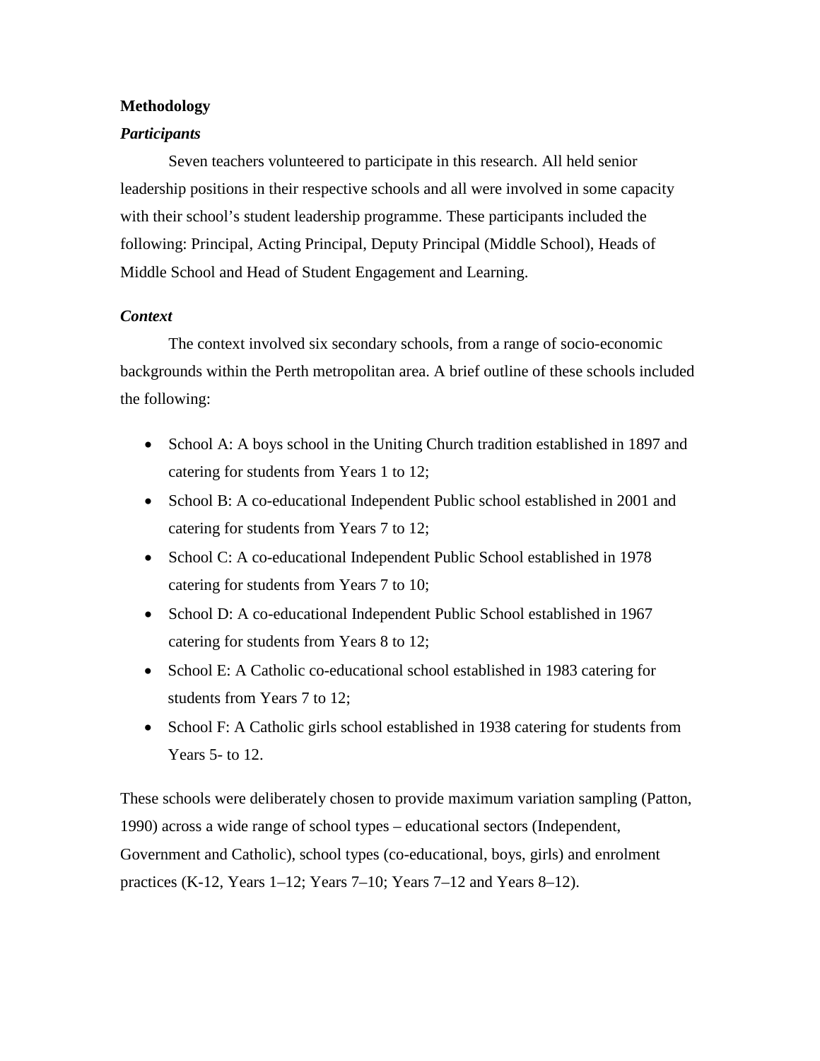**Methodology**

***Participants***

Seven teachers volunteered to participate in this research. All held senior leadership positions in their respective schools and all were involved in some capacity with their school's student leadership programme. These participants included the following: Principal, Acting Principal, Deputy Principal (Middle School), Heads of Middle School and Head of Student Engagement and Learning.

***Context***

The context involved six secondary schools, from a range of socio-economic backgrounds within the Perth metropolitan area. A brief outline of these schools included the following:

- School A: A boys school in the Uniting Church tradition established in 1897 and catering for students from Years 1 to 12;
- School B: A co-educational Independent Public school established in 2001 and catering for students from Years 7 to 12;
- School C: A co-educational Independent Public School established in 1978 catering for students from Years 7 to 10;
- School D: A co-educational Independent Public School established in 1967 catering for students from Years 8 to 12;
- School E: A Catholic co-educational school established in 1983 catering for students from Years 7 to 12;
- School F: A Catholic girls school established in 1938 catering for students from Years 5- to 12.

These schools were deliberately chosen to provide maximum variation sampling (Patton, 1990) across a wide range of school types – educational sectors (Independent, Government and Catholic), school types (co-educational, boys, girls) and enrolment practices (K-12, Years 1–12; Years 7–10; Years 7–12 and Years 8–12).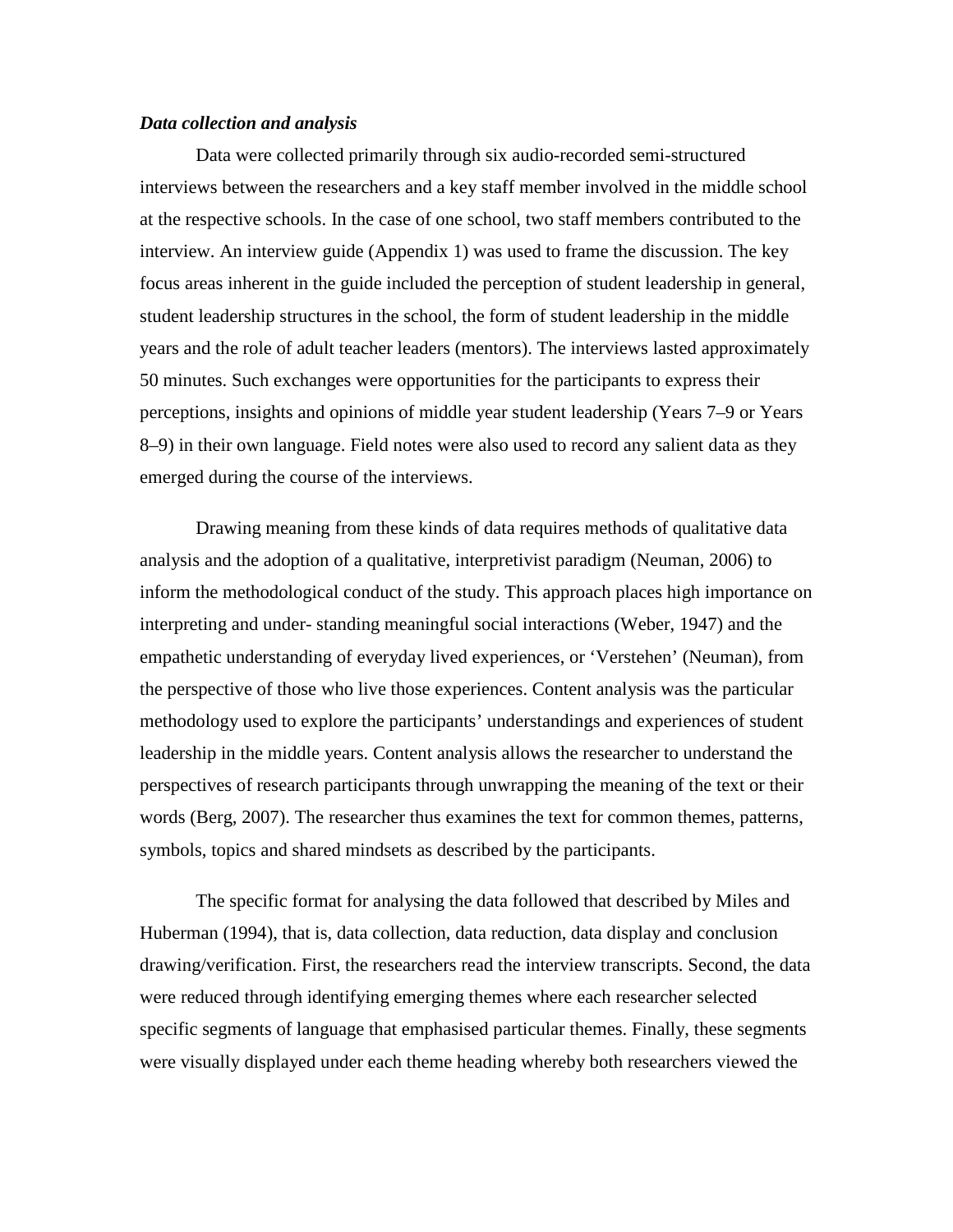***Data collection and analysis***

Data were collected primarily through six audio-recorded semi-structured interviews between the researchers and a key staff member involved in the middle school at the respective schools. In the case of one school, two staff members contributed to the interview. An interview guide (Appendix 1) was used to frame the discussion. The key focus areas inherent in the guide included the perception of student leadership in general, student leadership structures in the school, the form of student leadership in the middle years and the role of adult teacher leaders (mentors). The interviews lasted approximately 50 minutes. Such exchanges were opportunities for the participants to express their perceptions, insights and opinions of middle year student leadership (Years 7–9 or Years 8–9) in their own language. Field notes were also used to record any salient data as they emerged during the course of the interviews.

Drawing meaning from these kinds of data requires methods of qualitative data analysis and the adoption of a qualitative, interpretivist paradigm (Neuman, 2006) to inform the methodological conduct of the study. This approach places high importance on interpreting and under- standing meaningful social interactions (Weber, 1947) and the empathetic understanding of everyday lived experiences, or 'Verstehen' (Neuman), from the perspective of those who live those experiences. Content analysis was the particular methodology used to explore the participants' understandings and experiences of student leadership in the middle years. Content analysis allows the researcher to understand the perspectives of research participants through unwrapping the meaning of the text or their words (Berg, 2007). The researcher thus examines the text for common themes, patterns, symbols, topics and shared mindsets as described by the participants.

The specific format for analysing the data followed that described by Miles and Huberman (1994), that is, data collection, data reduction, data display and conclusion drawing/verification. First, the researchers read the interview transcripts. Second, the data were reduced through identifying emerging themes where each researcher selected specific segments of language that emphasised particular themes. Finally, these segments were visually displayed under each theme heading whereby both researchers viewed the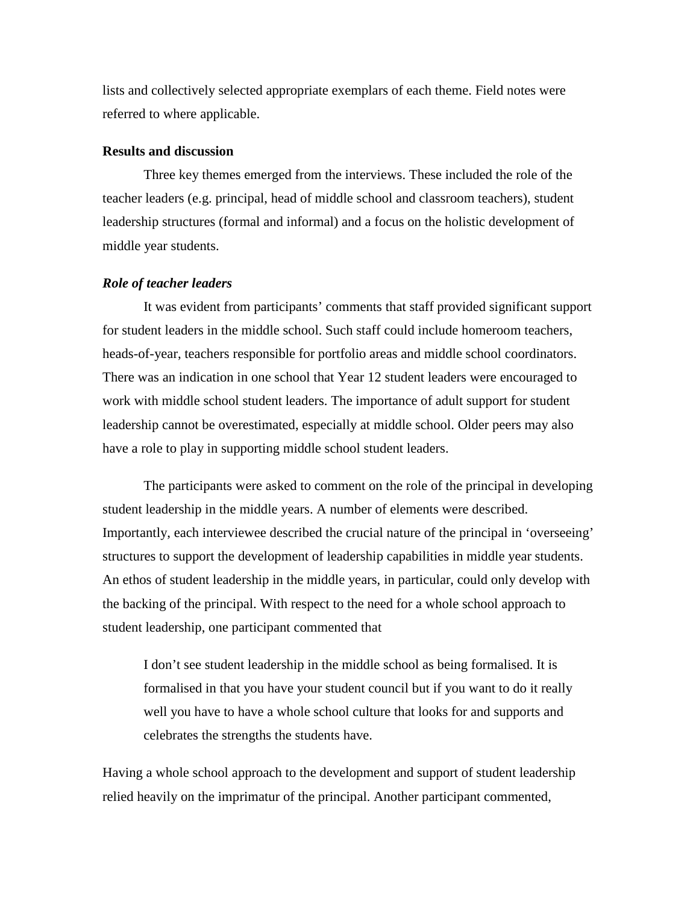lists and collectively selected appropriate exemplars of each theme. Field notes were referred to where applicable.

## Results and discussion

Three key themes emerged from the interviews. These included the role of the teacher leaders (e.g. principal, head of middle school and classroom teachers), student leadership structures (formal and informal) and a focus on the holistic development of middle year students.

### *Role of teacher leaders*

It was evident from participants' comments that staff provided significant support for student leaders in the middle school. Such staff could include homeroom teachers, heads-of-year, teachers responsible for portfolio areas and middle school coordinators. There was an indication in one school that Year 12 student leaders were encouraged to work with middle school student leaders. The importance of adult support for student leadership cannot be overestimated, especially at middle school. Older peers may also have a role to play in supporting middle school student leaders.

The participants were asked to comment on the role of the principal in developing student leadership in the middle years. A number of elements were described. Importantly, each interviewee described the crucial nature of the principal in 'overseeing' structures to support the development of leadership capabilities in middle year students. An ethos of student leadership in the middle years, in particular, could only develop with the backing of the principal. With respect to the need for a whole school approach to student leadership, one participant commented that

> I don't see student leadership in the middle school as being formalised. It is formalised in that you have your student council but if you want to do it really well you have to have a whole school culture that looks for and supports and celebrates the strengths the students have.

Having a whole school approach to the development and support of student leadership relied heavily on the imprimatur of the principal. Another participant commented,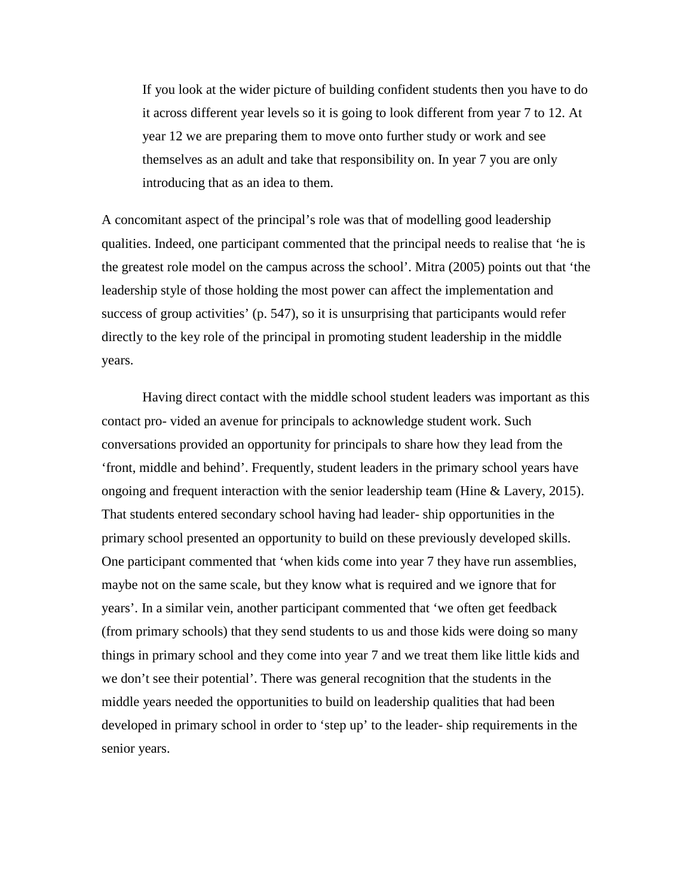> If you look at the wider picture of building confident students then you have to do it across different year levels so it is going to look different from year 7 to 12. At year 12 we are preparing them to move onto further study or work and see themselves as an adult and take that responsibility on. In year 7 you are only introducing that as an idea to them.

A concomitant aspect of the principal's role was that of modelling good leadership qualities. Indeed, one participant commented that the principal needs to realise that 'he is the greatest role model on the campus across the school'. Mitra (2005) points out that 'the leadership style of those holding the most power can affect the implementation and success of group activities' (p. 547), so it is unsurprising that participants would refer directly to the key role of the principal in promoting student leadership in the middle years.

Having direct contact with the middle school student leaders was important as this contact pro- vided an avenue for principals to acknowledge student work. Such conversations provided an opportunity for principals to share how they lead from the 'front, middle and behind'. Frequently, student leaders in the primary school years have ongoing and frequent interaction with the senior leadership team (Hine & Lavery, 2015). That students entered secondary school having had leader- ship opportunities in the primary school presented an opportunity to build on these previously developed skills. One participant commented that 'when kids come into year 7 they have run assemblies, maybe not on the same scale, but they know what is required and we ignore that for years'. In a similar vein, another participant commented that 'we often get feedback (from primary schools) that they send students to us and those kids were doing so many things in primary school and they come into year 7 and we treat them like little kids and we don't see their potential'. There was general recognition that the students in the middle years needed the opportunities to build on leadership qualities that had been developed in primary school in order to 'step up' to the leader- ship requirements in the senior years.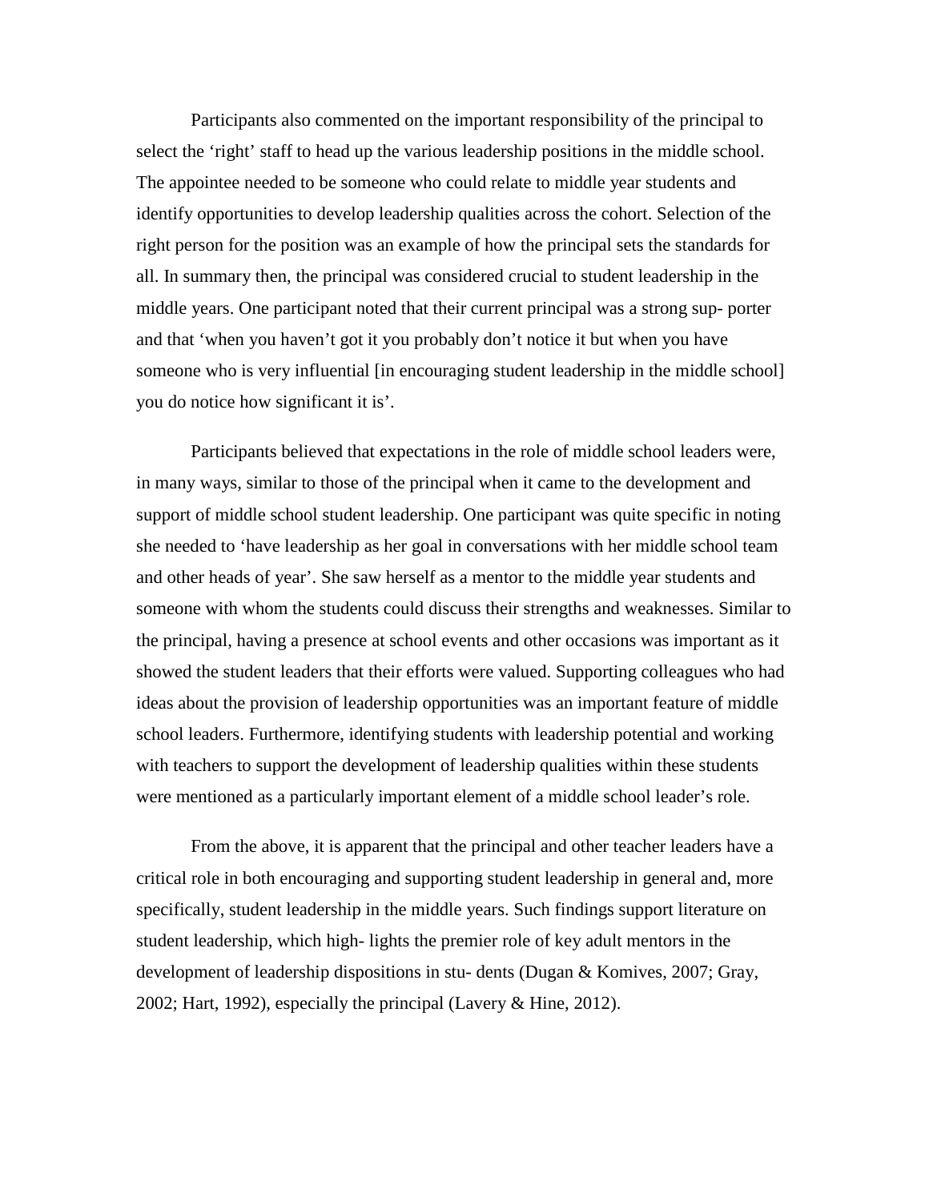Participants also commented on the important responsibility of the principal to select the 'right' staff to head up the various leadership positions in the middle school. The appointee needed to be someone who could relate to middle year students and identify opportunities to develop leadership qualities across the cohort. Selection of the right person for the position was an example of how the principal sets the standards for all. In summary then, the principal was considered crucial to student leadership in the middle years. One participant noted that their current principal was a strong sup- porter and that 'when you haven't got it you probably don't notice it but when you have someone who is very influential [in encouraging student leadership in the middle school] you do notice how significant it is'.

Participants believed that expectations in the role of middle school leaders were, in many ways, similar to those of the principal when it came to the development and support of middle school student leadership. One participant was quite specific in noting she needed to 'have leadership as her goal in conversations with her middle school team and other heads of year'. She saw herself as a mentor to the middle year students and someone with whom the students could discuss their strengths and weaknesses. Similar to the principal, having a presence at school events and other occasions was important as it showed the student leaders that their efforts were valued. Supporting colleagues who had ideas about the provision of leadership opportunities was an important feature of middle school leaders. Furthermore, identifying students with leadership potential and working with teachers to support the development of leadership qualities within these students were mentioned as a particularly important element of a middle school leader's role.

From the above, it is apparent that the principal and other teacher leaders have a critical role in both encouraging and supporting student leadership in general and, more specifically, student leadership in the middle years. Such findings support literature on student leadership, which high- lights the premier role of key adult mentors in the development of leadership dispositions in stu- dents (Dugan & Komives, 2007; Gray, 2002; Hart, 1992), especially the principal (Lavery & Hine, 2012).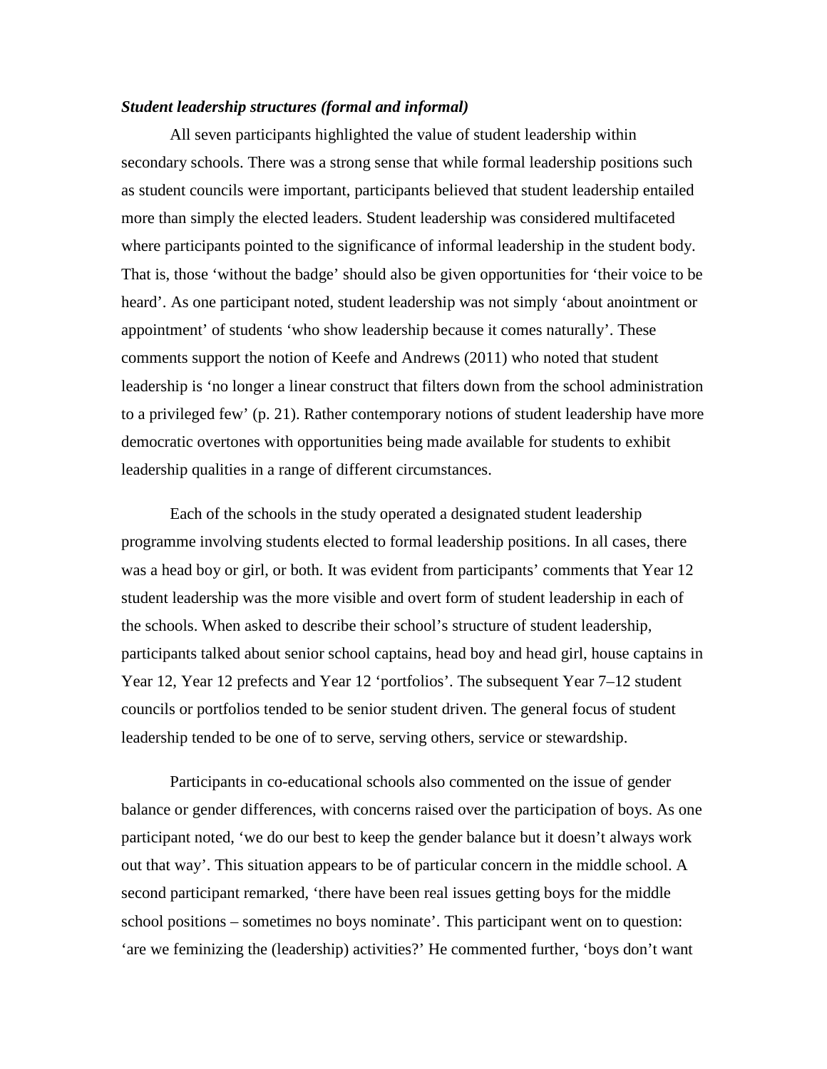***Student leadership structures (formal and informal)***

All seven participants highlighted the value of student leadership within secondary schools. There was a strong sense that while formal leadership positions such as student councils were important, participants believed that student leadership entailed more than simply the elected leaders. Student leadership was considered multifaceted where participants pointed to the significance of informal leadership in the student body. That is, those 'without the badge' should also be given opportunities for 'their voice to be heard'. As one participant noted, student leadership was not simply 'about anointment or appointment' of students 'who show leadership because it comes naturally'. These comments support the notion of Keefe and Andrews (2011) who noted that student leadership is 'no longer a linear construct that filters down from the school administration to a privileged few' (p. 21). Rather contemporary notions of student leadership have more democratic overtones with opportunities being made available for students to exhibit leadership qualities in a range of different circumstances.

Each of the schools in the study operated a designated student leadership programme involving students elected to formal leadership positions. In all cases, there was a head boy or girl, or both. It was evident from participants' comments that Year 12 student leadership was the more visible and overt form of student leadership in each of the schools. When asked to describe their school's structure of student leadership, participants talked about senior school captains, head boy and head girl, house captains in Year 12, Year 12 prefects and Year 12 'portfolios'. The subsequent Year 7–12 student councils or portfolios tended to be senior student driven. The general focus of student leadership tended to be one of to serve, serving others, service or stewardship.

Participants in co-educational schools also commented on the issue of gender balance or gender differences, with concerns raised over the participation of boys. As one participant noted, 'we do our best to keep the gender balance but it doesn't always work out that way'. This situation appears to be of particular concern in the middle school. A second participant remarked, 'there have been real issues getting boys for the middle school positions – sometimes no boys nominate'. This participant went on to question: 'are we feminizing the (leadership) activities?' He commented further, 'boys don't want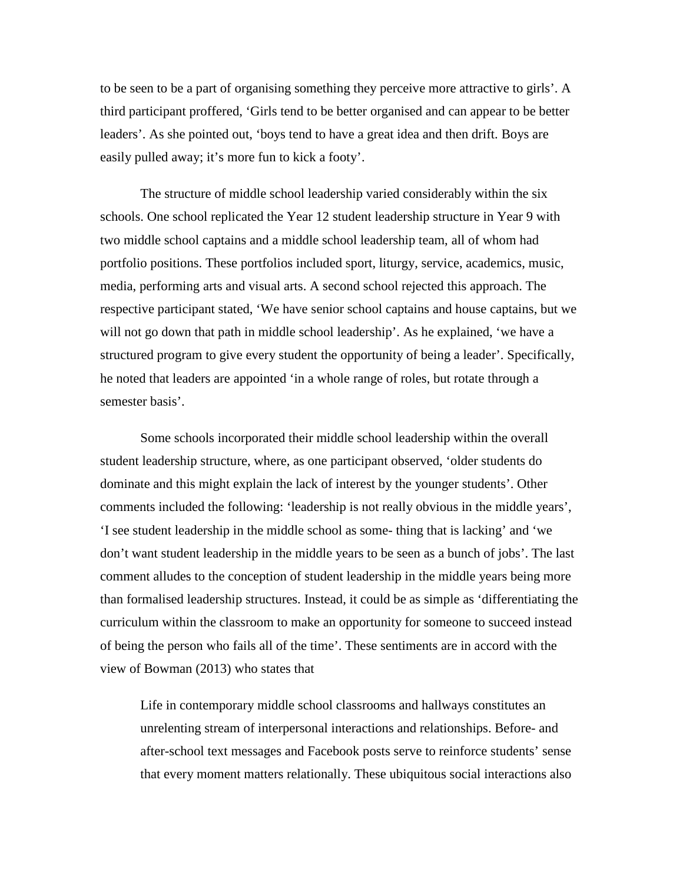to be seen to be a part of organising something they perceive more attractive to girls'. A third participant proffered, 'Girls tend to be better organised and can appear to be better leaders'. As she pointed out, 'boys tend to have a great idea and then drift. Boys are easily pulled away; it's more fun to kick a footy'.

The structure of middle school leadership varied considerably within the six schools. One school replicated the Year 12 student leadership structure in Year 9 with two middle school captains and a middle school leadership team, all of whom had portfolio positions. These portfolios included sport, liturgy, service, academics, music, media, performing arts and visual arts. A second school rejected this approach. The respective participant stated, 'We have senior school captains and house captains, but we will not go down that path in middle school leadership'. As he explained, 'we have a structured program to give every student the opportunity of being a leader'. Specifically, he noted that leaders are appointed 'in a whole range of roles, but rotate through a semester basis'.

Some schools incorporated their middle school leadership within the overall student leadership structure, where, as one participant observed, 'older students do dominate and this might explain the lack of interest by the younger students'. Other comments included the following: 'leadership is not really obvious in the middle years', 'I see student leadership in the middle school as some- thing that is lacking' and 'we don't want student leadership in the middle years to be seen as a bunch of jobs'. The last comment alludes to the conception of student leadership in the middle years being more than formalised leadership structures. Instead, it could be as simple as 'differentiating the curriculum within the classroom to make an opportunity for someone to succeed instead of being the person who fails all of the time'. These sentiments are in accord with the view of Bowman (2013) who states that

> Life in contemporary middle school classrooms and hallways constitutes an unrelenting stream of interpersonal interactions and relationships. Before- and after-school text messages and Facebook posts serve to reinforce students' sense that every moment matters relationally. These ubiquitous social interactions also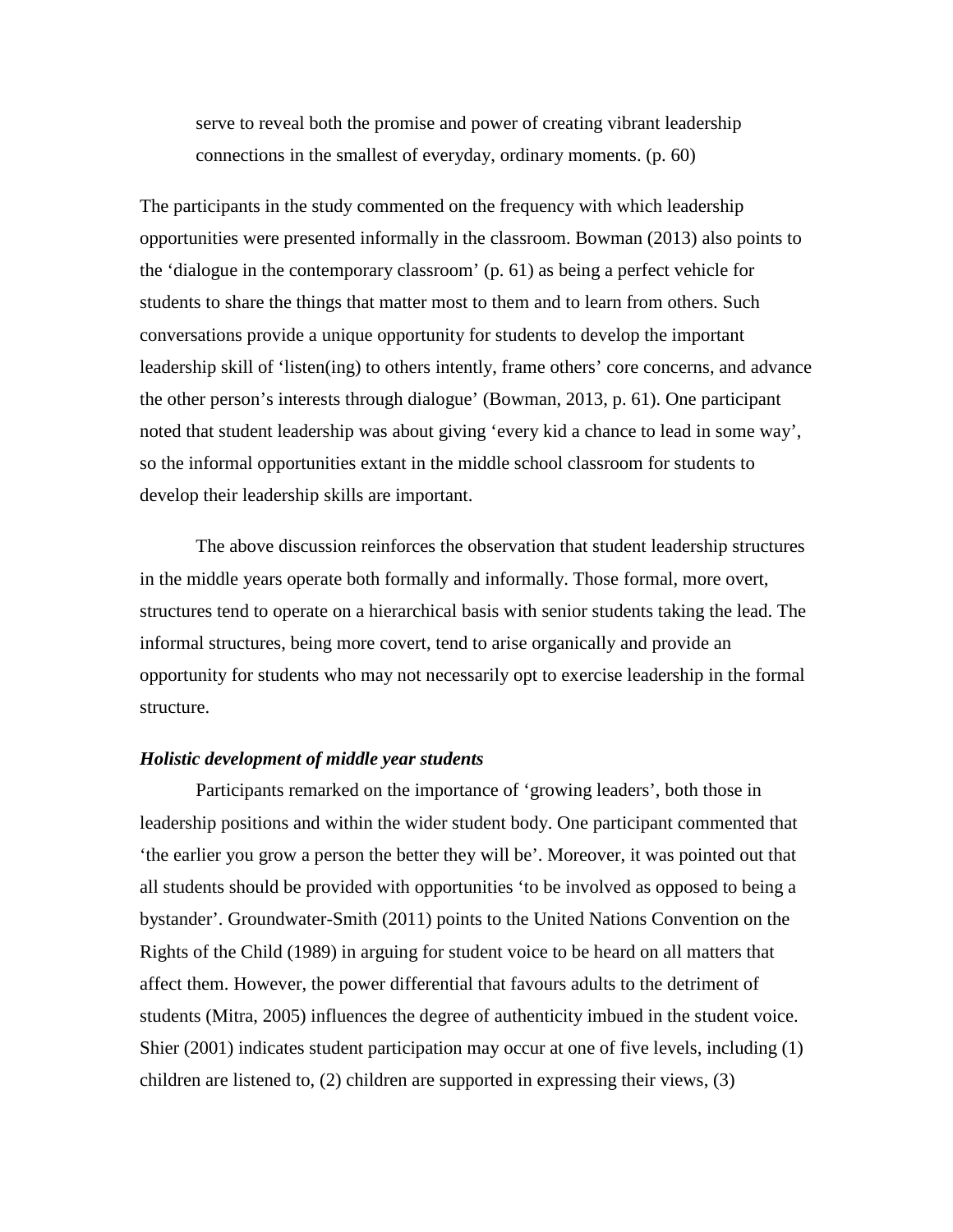> serve to reveal both the promise and power of creating vibrant leadership connections in the smallest of everyday, ordinary moments. (p. 60)

The participants in the study commented on the frequency with which leadership opportunities were presented informally in the classroom. Bowman (2013) also points to the 'dialogue in the contemporary classroom' (p. 61) as being a perfect vehicle for students to share the things that matter most to them and to learn from others. Such conversations provide a unique opportunity for students to develop the important leadership skill of 'listen(ing) to others intently, frame others' core concerns, and advance the other person's interests through dialogue' (Bowman, 2013, p. 61). One participant noted that student leadership was about giving 'every kid a chance to lead in some way', so the informal opportunities extant in the middle school classroom for students to develop their leadership skills are important.

The above discussion reinforces the observation that student leadership structures in the middle years operate both formally and informally. Those formal, more overt, structures tend to operate on a hierarchical basis with senior students taking the lead. The informal structures, being more covert, tend to arise organically and provide an opportunity for students who may not necessarily opt to exercise leadership in the formal structure.

### *Holistic development of middle year students*

Participants remarked on the importance of 'growing leaders', both those in leadership positions and within the wider student body. One participant commented that 'the earlier you grow a person the better they will be'. Moreover, it was pointed out that all students should be provided with opportunities 'to be involved as opposed to being a bystander'. Groundwater-Smith (2011) points to the United Nations Convention on the Rights of the Child (1989) in arguing for student voice to be heard on all matters that affect them. However, the power differential that favours adults to the detriment of students (Mitra, 2005) influences the degree of authenticity imbued in the student voice. Shier (2001) indicates student participation may occur at one of five levels, including (1) children are listened to, (2) children are supported in expressing their views, (3)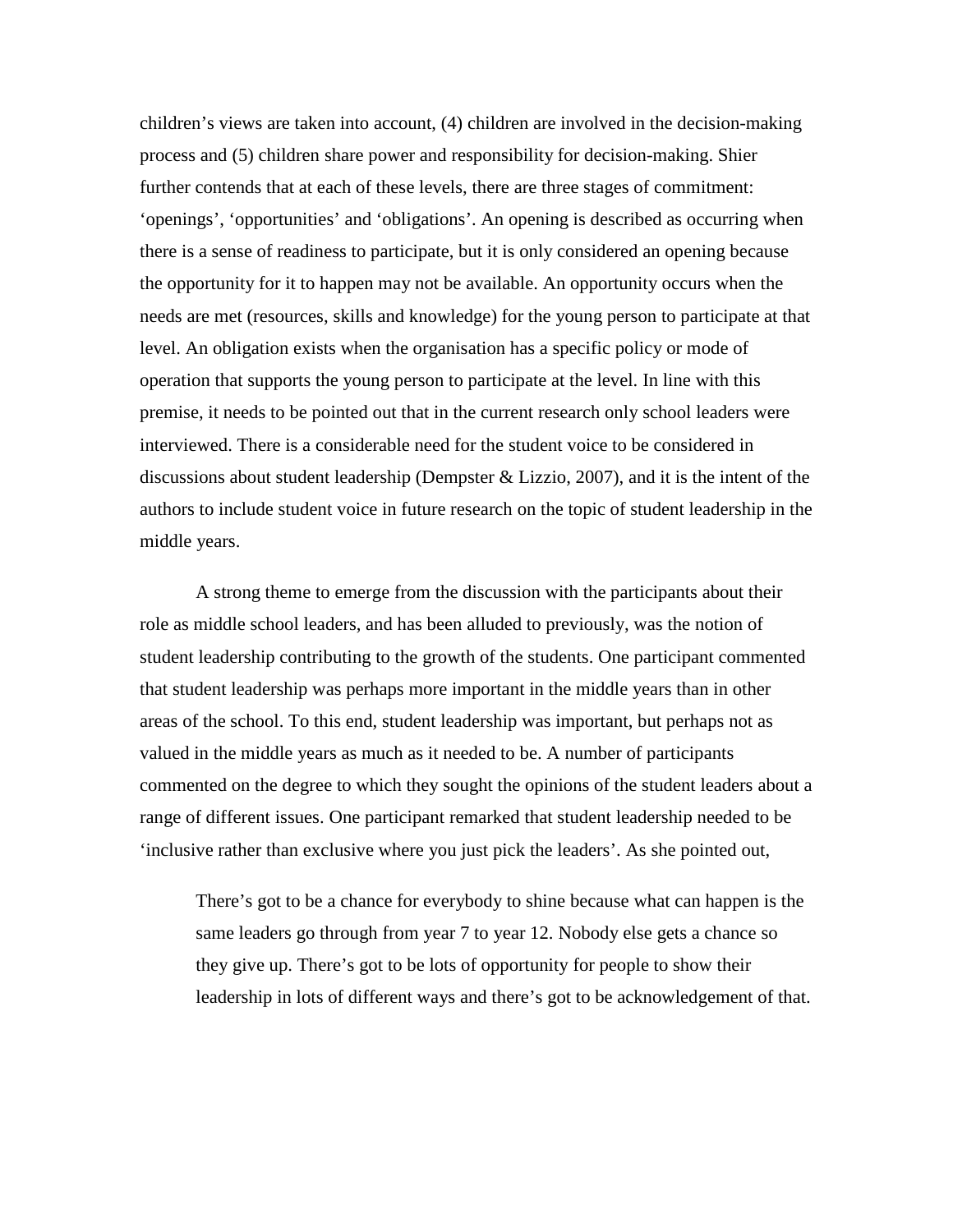children's views are taken into account, (4) children are involved in the decision-making process and (5) children share power and responsibility for decision-making. Shier further contends that at each of these levels, there are three stages of commitment: 'openings', 'opportunities' and 'obligations'. An opening is described as occurring when there is a sense of readiness to participate, but it is only considered an opening because the opportunity for it to happen may not be available. An opportunity occurs when the needs are met (resources, skills and knowledge) for the young person to participate at that level. An obligation exists when the organisation has a specific policy or mode of operation that supports the young person to participate at the level. In line with this premise, it needs to be pointed out that in the current research only school leaders were interviewed. There is a considerable need for the student voice to be considered in discussions about student leadership (Dempster & Lizzio, 2007), and it is the intent of the authors to include student voice in future research on the topic of student leadership in the middle years.

A strong theme to emerge from the discussion with the participants about their role as middle school leaders, and has been alluded to previously, was the notion of student leadership contributing to the growth of the students. One participant commented that student leadership was perhaps more important in the middle years than in other areas of the school. To this end, student leadership was important, but perhaps not as valued in the middle years as much as it needed to be. A number of participants commented on the degree to which they sought the opinions of the student leaders about a range of different issues. One participant remarked that student leadership needed to be 'inclusive rather than exclusive where you just pick the leaders'. As she pointed out,

> There's got to be a chance for everybody to shine because what can happen is the same leaders go through from year 7 to year 12. Nobody else gets a chance so they give up. There's got to be lots of opportunity for people to show their leadership in lots of different ways and there's got to be acknowledgement of that.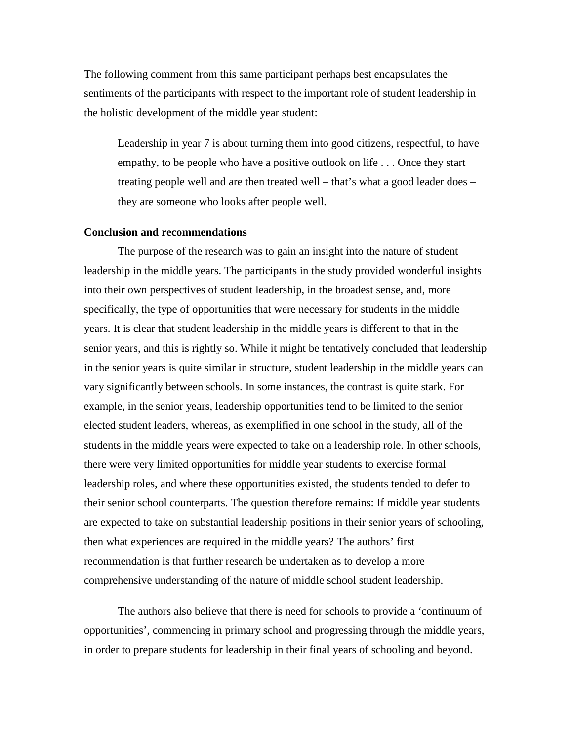The following comment from this same participant perhaps best encapsulates the sentiments of the participants with respect to the important role of student leadership in the holistic development of the middle year student:

> Leadership in year 7 is about turning them into good citizens, respectful, to have empathy, to be people who have a positive outlook on life . . . Once they start treating people well and are then treated well – that's what a good leader does – they are someone who looks after people well.

**Conclusion and recommendations**

The purpose of the research was to gain an insight into the nature of student leadership in the middle years. The participants in the study provided wonderful insights into their own perspectives of student leadership, in the broadest sense, and, more specifically, the type of opportunities that were necessary for students in the middle years. It is clear that student leadership in the middle years is different to that in the senior years, and this is rightly so. While it might be tentatively concluded that leadership in the senior years is quite similar in structure, student leadership in the middle years can vary significantly between schools. In some instances, the contrast is quite stark. For example, in the senior years, leadership opportunities tend to be limited to the senior elected student leaders, whereas, as exemplified in one school in the study, all of the students in the middle years were expected to take on a leadership role. In other schools, there were very limited opportunities for middle year students to exercise formal leadership roles, and where these opportunities existed, the students tended to defer to their senior school counterparts. The question therefore remains: If middle year students are expected to take on substantial leadership positions in their senior years of schooling, then what experiences are required in the middle years? The authors' first recommendation is that further research be undertaken as to develop a more comprehensive understanding of the nature of middle school student leadership.

The authors also believe that there is need for schools to provide a 'continuum of opportunities', commencing in primary school and progressing through the middle years, in order to prepare students for leadership in their final years of schooling and beyond.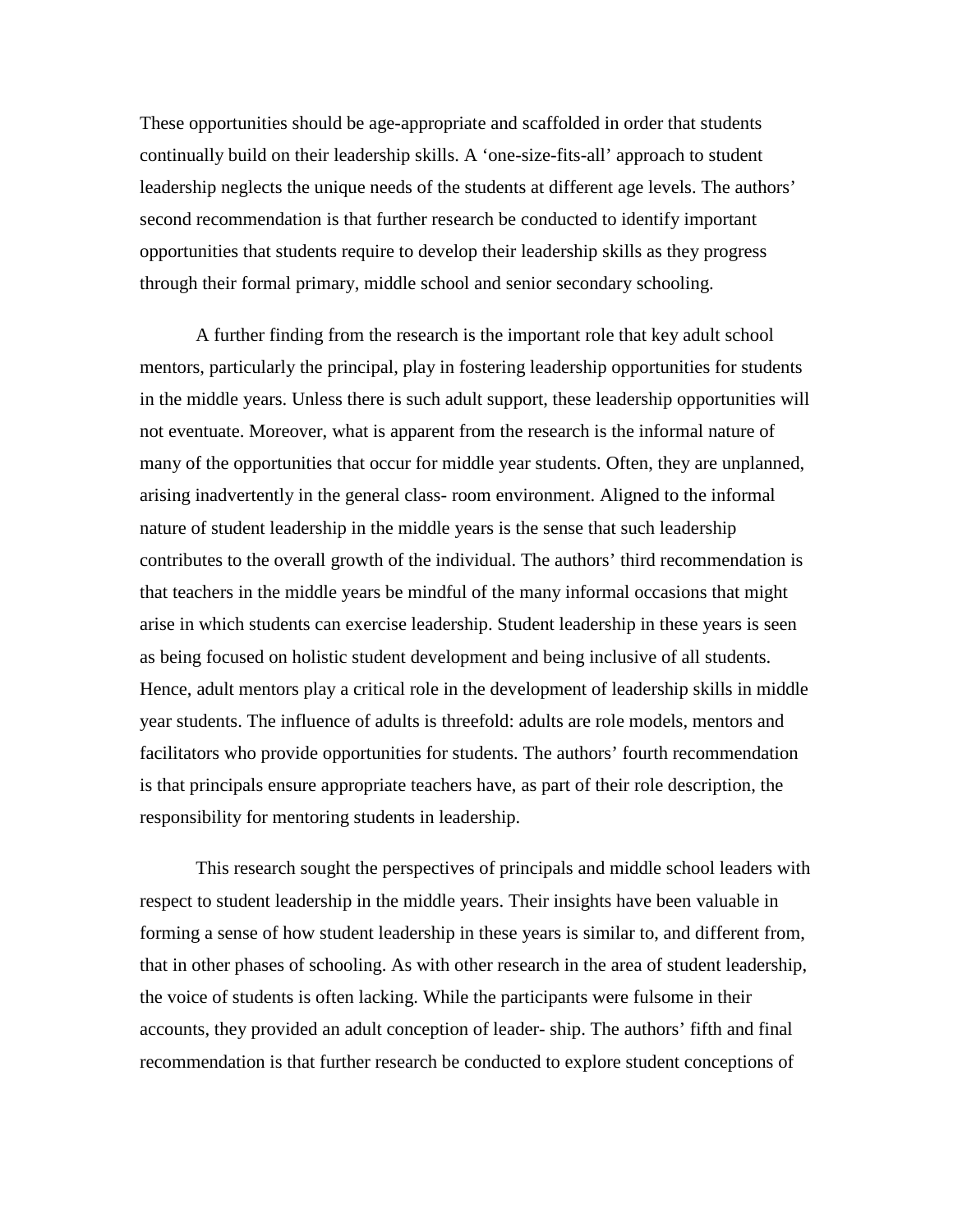These opportunities should be age-appropriate and scaffolded in order that students continually build on their leadership skills. A 'one-size-fits-all' approach to student leadership neglects the unique needs of the students at different age levels. The authors' second recommendation is that further research be conducted to identify important opportunities that students require to develop their leadership skills as they progress through their formal primary, middle school and senior secondary schooling.

A further finding from the research is the important role that key adult school mentors, particularly the principal, play in fostering leadership opportunities for students in the middle years. Unless there is such adult support, these leadership opportunities will not eventuate. Moreover, what is apparent from the research is the informal nature of many of the opportunities that occur for middle year students. Often, they are unplanned, arising inadvertently in the general class- room environment. Aligned to the informal nature of student leadership in the middle years is the sense that such leadership contributes to the overall growth of the individual. The authors' third recommendation is that teachers in the middle years be mindful of the many informal occasions that might arise in which students can exercise leadership. Student leadership in these years is seen as being focused on holistic student development and being inclusive of all students. Hence, adult mentors play a critical role in the development of leadership skills in middle year students. The influence of adults is threefold: adults are role models, mentors and facilitators who provide opportunities for students. The authors' fourth recommendation is that principals ensure appropriate teachers have, as part of their role description, the responsibility for mentoring students in leadership.

This research sought the perspectives of principals and middle school leaders with respect to student leadership in the middle years. Their insights have been valuable in forming a sense of how student leadership in these years is similar to, and different from, that in other phases of schooling. As with other research in the area of student leadership, the voice of students is often lacking. While the participants were fulsome in their accounts, they provided an adult conception of leader- ship. The authors' fifth and final recommendation is that further research be conducted to explore student conceptions of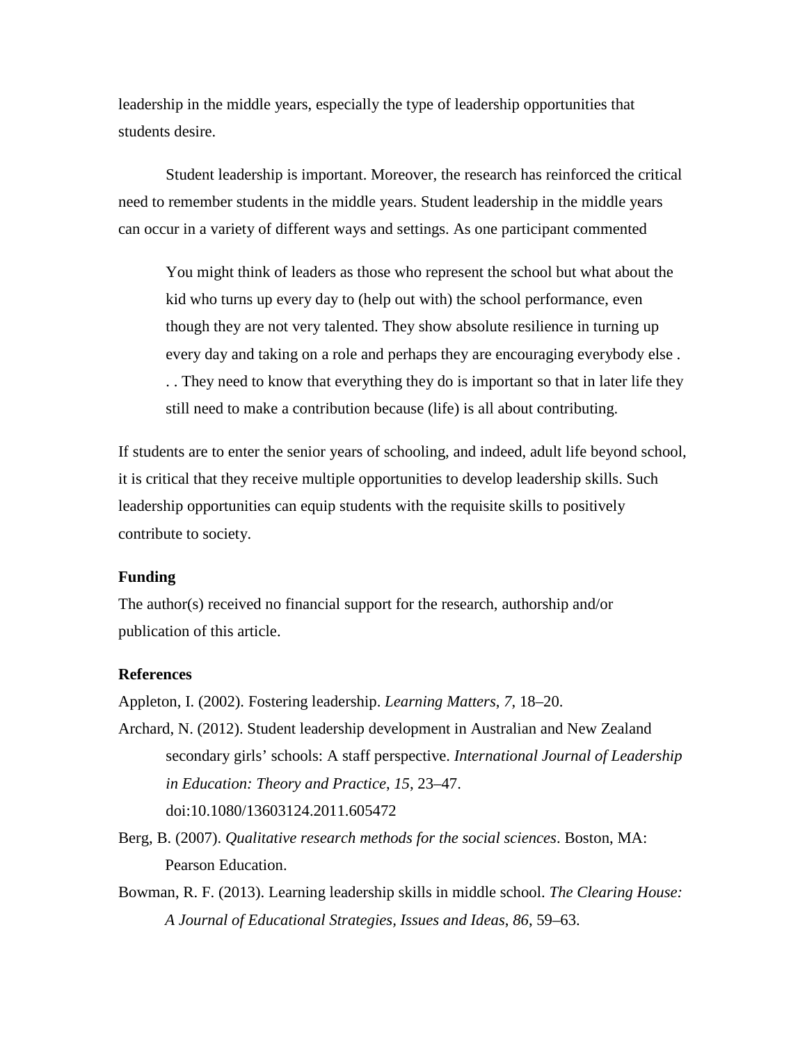leadership in the middle years, especially the type of leadership opportunities that students desire.

Student leadership is important. Moreover, the research has reinforced the critical need to remember students in the middle years. Student leadership in the middle years can occur in a variety of different ways and settings. As one participant commented

> You might think of leaders as those who represent the school but what about the kid who turns up every day to (help out with) the school performance, even though they are not very talented. They show absolute resilience in turning up every day and taking on a role and perhaps they are encouraging everybody else . . . They need to know that everything they do is important so that in later life they still need to make a contribution because (life) is all about contributing.

If students are to enter the senior years of schooling, and indeed, adult life beyond school, it is critical that they receive multiple opportunities to develop leadership skills. Such leadership opportunities can equip students with the requisite skills to positively contribute to society.

**Funding**

The author(s) received no financial support for the research, authorship and/or publication of this article.

**References**

Appleton, I. (2002). Fostering leadership. *Learning Matters*, *7*, 18–20.

Archard, N. (2012). Student leadership development in Australian and New Zealand secondary girls' schools: A staff perspective. *International Journal of Leadership in Education: Theory and Practice*, *15*, 23–47. doi:10.1080/13603124.2011.605472

Berg, B. (2007). *Qualitative research methods for the social sciences*. Boston, MA: Pearson Education.

Bowman, R. F. (2013). Learning leadership skills in middle school. *The Clearing House: A Journal of Educational Strategies, Issues and Ideas*, *86*, 59–63.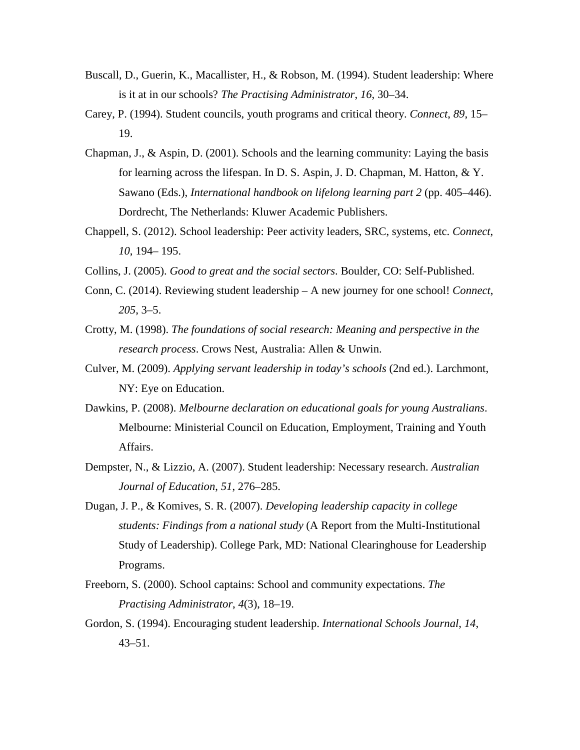Buscall, D., Guerin, K., Macallister, H., & Robson, M. (1994). Student leadership: Where is it at in our schools? *The Practising Administrator*, *16*, 30–34.

Carey, P. (1994). Student councils, youth programs and critical theory. *Connect*, *89*, 15–19.

Chapman, J., & Aspin, D. (2001). Schools and the learning community: Laying the basis for learning across the lifespan. In D. S. Aspin, J. D. Chapman, M. Hatton, & Y. Sawano (Eds.), *International handbook on lifelong learning part 2* (pp. 405–446). Dordrecht, The Netherlands: Kluwer Academic Publishers.

Chappell, S. (2012). School leadership: Peer activity leaders, SRC, systems, etc. *Connect*, *10*, 194– 195.

Collins, J. (2005). *Good to great and the social sectors*. Boulder, CO: Self-Published.

Conn, C. (2014). Reviewing student leadership – A new journey for one school! *Connect*, *205*, 3–5.

Crotty, M. (1998). *The foundations of social research: Meaning and perspective in the research process*. Crows Nest, Australia: Allen & Unwin.

Culver, M. (2009). *Applying servant leadership in today's schools* (2nd ed.). Larchmont, NY: Eye on Education.

Dawkins, P. (2008). *Melbourne declaration on educational goals for young Australians*. Melbourne: Ministerial Council on Education, Employment, Training and Youth Affairs.

Dempster, N., & Lizzio, A. (2007). Student leadership: Necessary research. *Australian Journal of Education*, *51*, 276–285.

Dugan, J. P., & Komives, S. R. (2007). *Developing leadership capacity in college students: Findings from a national study* (A Report from the Multi-Institutional Study of Leadership). College Park, MD: National Clearinghouse for Leadership Programs.

Freeborn, S. (2000). School captains: School and community expectations. *The Practising Administrator*, *4*(3), 18–19.

Gordon, S. (1994). Encouraging student leadership. *International Schools Journal*, *14*, 43–51.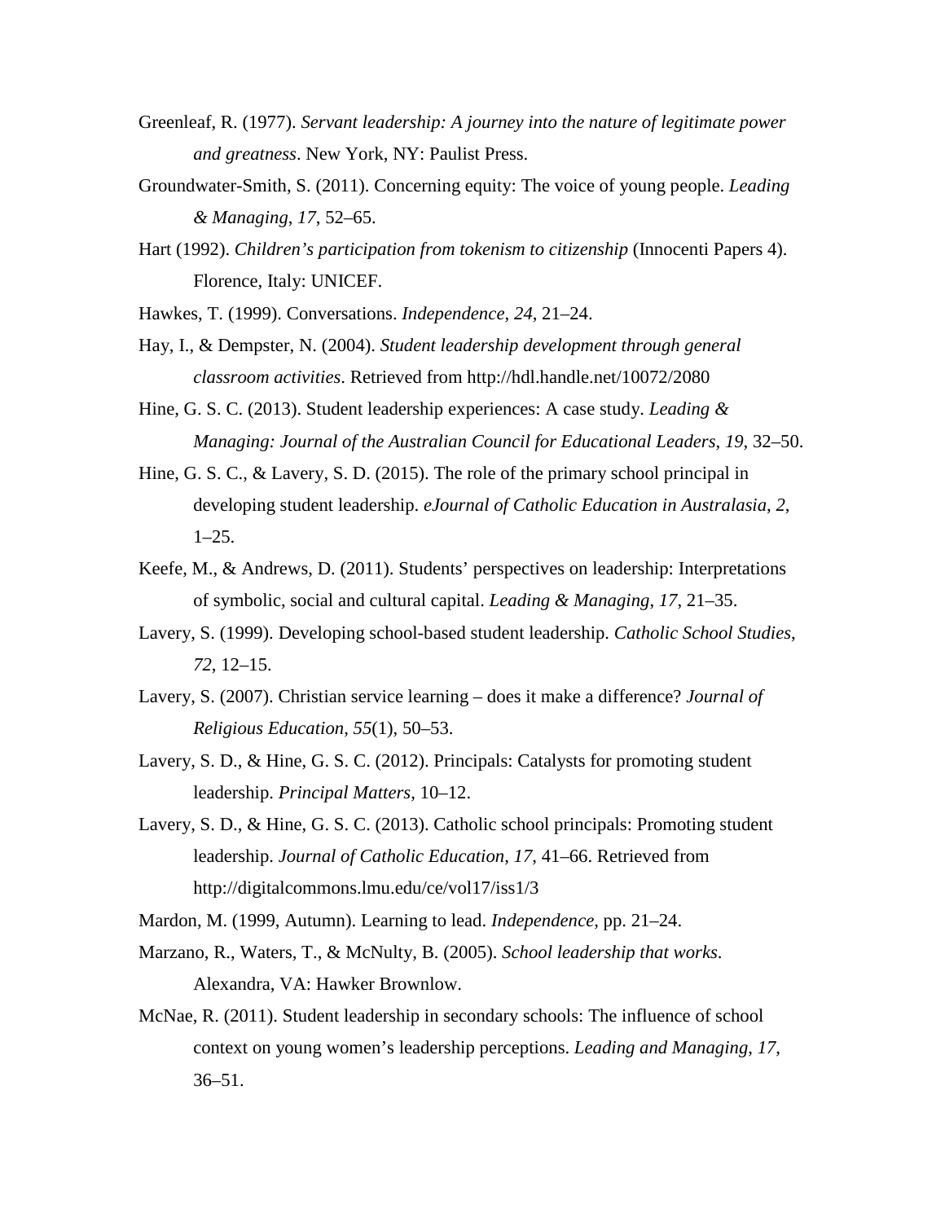Greenleaf, R. (1977). *Servant leadership: A journey into the nature of legitimate power and greatness*. New York, NY: Paulist Press.

Groundwater-Smith, S. (2011). Concerning equity: The voice of young people. *Leading & Managing*, *17*, 52–65.

Hart (1992). *Children's participation from tokenism to citizenship* (Innocenti Papers 4). Florence, Italy: UNICEF.

Hawkes, T. (1999). Conversations. *Independence*, *24*, 21–24.

Hay, I., & Dempster, N. (2004). *Student leadership development through general classroom activities*. Retrieved from http://hdl.handle.net/10072/2080

Hine, G. S. C. (2013). Student leadership experiences: A case study. *Leading & Managing: Journal of the Australian Council for Educational Leaders*, *19*, 32–50.

Hine, G. S. C., & Lavery, S. D. (2015). The role of the primary school principal in developing student leadership. *eJournal of Catholic Education in Australasia*, *2*, 1–25.

Keefe, M., & Andrews, D. (2011). Students' perspectives on leadership: Interpretations of symbolic, social and cultural capital. *Leading & Managing*, *17*, 21–35.

Lavery, S. (1999). Developing school-based student leadership. *Catholic School Studies*, *72*, 12–15.

Lavery, S. (2007). Christian service learning – does it make a difference? *Journal of Religious Education*, *55*(1), 50–53.

Lavery, S. D., & Hine, G. S. C. (2012). Principals: Catalysts for promoting student leadership. *Principal Matters*, 10–12.

Lavery, S. D., & Hine, G. S. C. (2013). Catholic school principals: Promoting student leadership. *Journal of Catholic Education*, *17*, 41–66. Retrieved from http://digitalcommons.lmu.edu/ce/vol17/iss1/3

Mardon, M. (1999, Autumn). Learning to lead. *Independence*, pp. 21–24.

Marzano, R., Waters, T., & McNulty, B. (2005). *School leadership that works*. Alexandra, VA: Hawker Brownlow.

McNae, R. (2011). Student leadership in secondary schools: The influence of school context on young women's leadership perceptions. *Leading and Managing*, *17*, 36–51.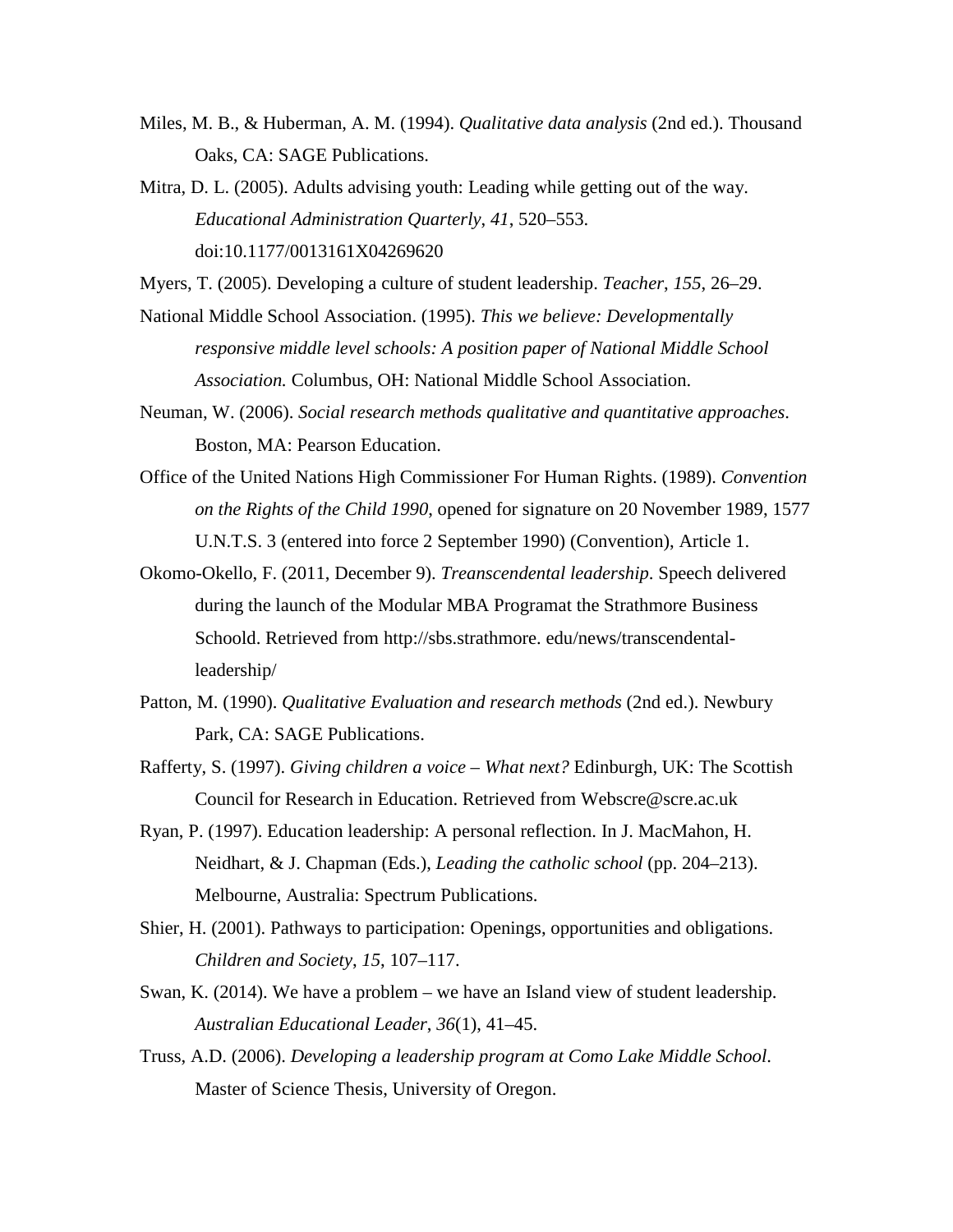Miles, M. B., & Huberman, A. M. (1994). *Qualitative data analysis* (2nd ed.). Thousand Oaks, CA: SAGE Publications.

Mitra, D. L. (2005). Adults advising youth: Leading while getting out of the way. *Educational Administration Quarterly*, *41*, 520–553. doi:10.1177/0013161X04269620

Myers, T. (2005). Developing a culture of student leadership. *Teacher*, *155*, 26–29.

National Middle School Association. (1995). *This we believe: Developmentally responsive middle level schools: A position paper of National Middle School Association.* Columbus, OH: National Middle School Association.

Neuman, W. (2006). *Social research methods qualitative and quantitative approaches*. Boston, MA: Pearson Education.

Office of the United Nations High Commissioner For Human Rights. (1989). *Convention on the Rights of the Child 1990*, opened for signature on 20 November 1989, 1577 U.N.T.S. 3 (entered into force 2 September 1990) (Convention), Article 1.

Okomo-Okello, F. (2011, December 9). *Treanscendental leadership*. Speech delivered during the launch of the Modular MBA Programat the Strathmore Business Schoold. Retrieved from http://sbs.strathmore. edu/news/transcendental-leadership/

Patton, M. (1990). *Qualitative Evaluation and research methods* (2nd ed.). Newbury Park, CA: SAGE Publications.

Rafferty, S. (1997). *Giving children a voice – What next?* Edinburgh, UK: The Scottish Council for Research in Education. Retrieved from Webscre@scre.ac.uk

Ryan, P. (1997). Education leadership: A personal reflection. In J. MacMahon, H. Neidhart, & J. Chapman (Eds.), *Leading the catholic school* (pp. 204–213). Melbourne, Australia: Spectrum Publications.

Shier, H. (2001). Pathways to participation: Openings, opportunities and obligations. *Children and Society*, *15*, 107–117.

Swan, K. (2014). We have a problem – we have an Island view of student leadership. *Australian Educational Leader*, *36*(1), 41–45.

Truss, A.D. (2006). *Developing a leadership program at Como Lake Middle School*. Master of Science Thesis, University of Oregon.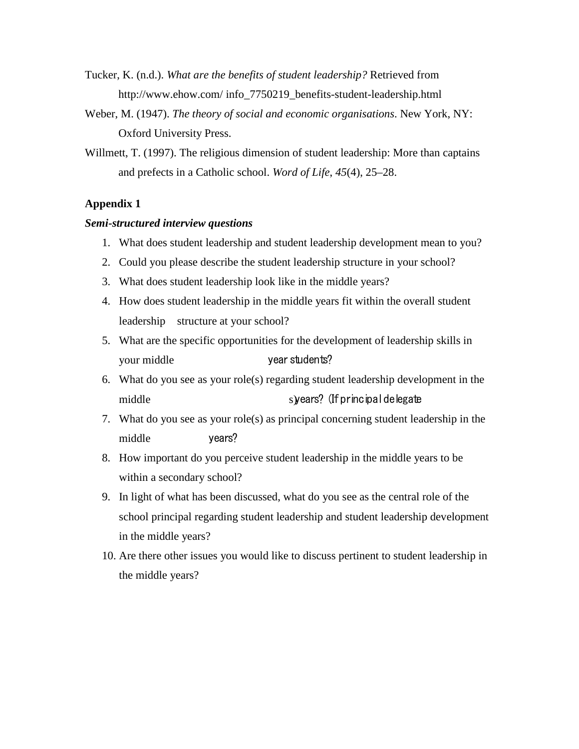Tucker, K. (n.d.). *What are the benefits of student leadership?* Retrieved from http://www.ehow.com/ info_7750219_benefits-student-leadership.html

Weber, M. (1947). *The theory of social and economic organisations*. New York, NY: Oxford University Press.

Willmett, T. (1997). The religious dimension of student leadership: More than captains and prefects in a Catholic school. *Word of Life*, *45*(4), 25–28.

**Appendix 1**

***Semi-structured interview questions***

1. What does student leadership and student leadership development mean to you?
2. Could you please describe the student leadership structure in your school?
3. What does student leadership look like in the middle years?
4. How does student leadership in the middle years fit within the overall student leadership structure at your school?
5. What are the specific opportunities for the development of leadership skills in your middle year students?
6. What do you see as your role(s) regarding student leadership development in the middle s)years? (If principal delegate
7. What do you see as your role(s) as principal concerning student leadership in the middle years?
8. How important do you perceive student leadership in the middle years to be within a secondary school?
9. In light of what has been discussed, what do you see as the central role of the school principal regarding student leadership and student leadership development in the middle years?
10. Are there other issues you would like to discuss pertinent to student leadership in the middle years?